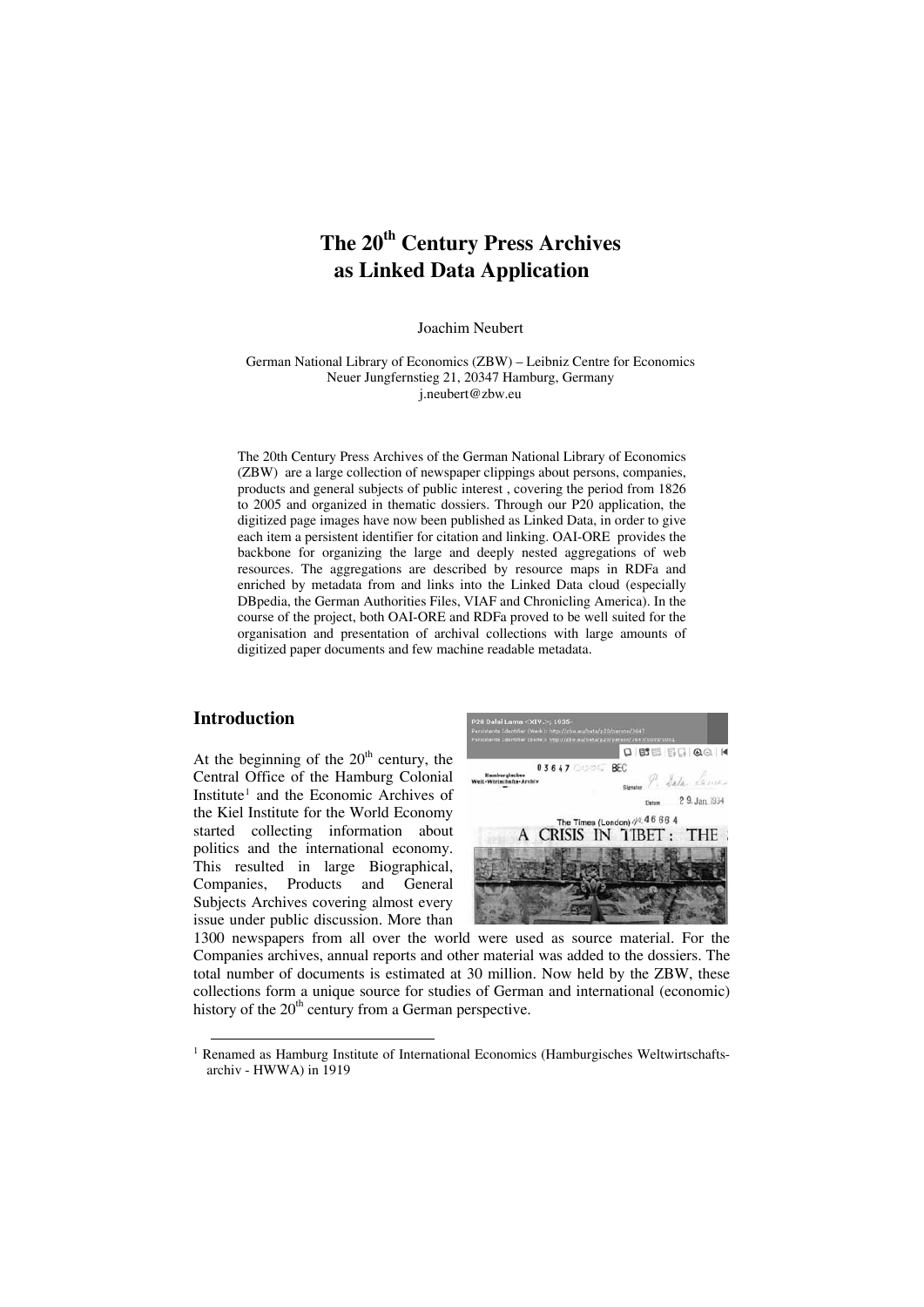# The 20th Century Press Archives as Linked Data Application

Joachim Neubert

German National Library of Economics (ZBW) – Leibniz Centre for Economics
Neuer Jungfernstieg 21, 20347 Hamburg, Germany
j.neubert@zbw.eu

The 20th Century Press Archives of the German National Library of Economics (ZBW) are a large collection of newspaper clippings about persons, companies, products and general subjects of public interest , covering the period from 1826 to 2005 and organized in thematic dossiers. Through our P20 application, the digitized page images have now been published as Linked Data, in order to give each item a persistent identifier for citation and linking. OAI-ORE provides the backbone for organizing the large and deeply nested aggregations of web resources. The aggregations are described by resource maps in RDFa and enriched by metadata from and links into the Linked Data cloud (especially DBpedia, the German Authorities Files, VIAF and Chronicling America). In the course of the project, both OAI-ORE and RDFa proved to be well suited for the organisation and presentation of archival collections with large amounts of digitized paper documents and few machine readable metadata.

## Introduction

At the beginning of the 20th century, the Central Office of the Hamburg Colonial Institute[1] and the Economic Archives of the Kiel Institute for the World Economy started collecting information about politics and the international economy. This resulted in large Biographical, Companies, Products and General Subjects Archives covering almost every issue under public discussion. More than 1300 newspapers from all over the world were used as source material. For the Companies archives, annual reports and other material was added to the dossiers. The total number of documents is estimated at 30 million. Now held by the ZBW, these collections form a unique source for studies of German and international (economic) history of the 20th century from a German perspective.

[1] Renamed as Hamburg Institute of International Economics (Hamburgisches Weltwirtschafts-archiv - HWWA) in 1919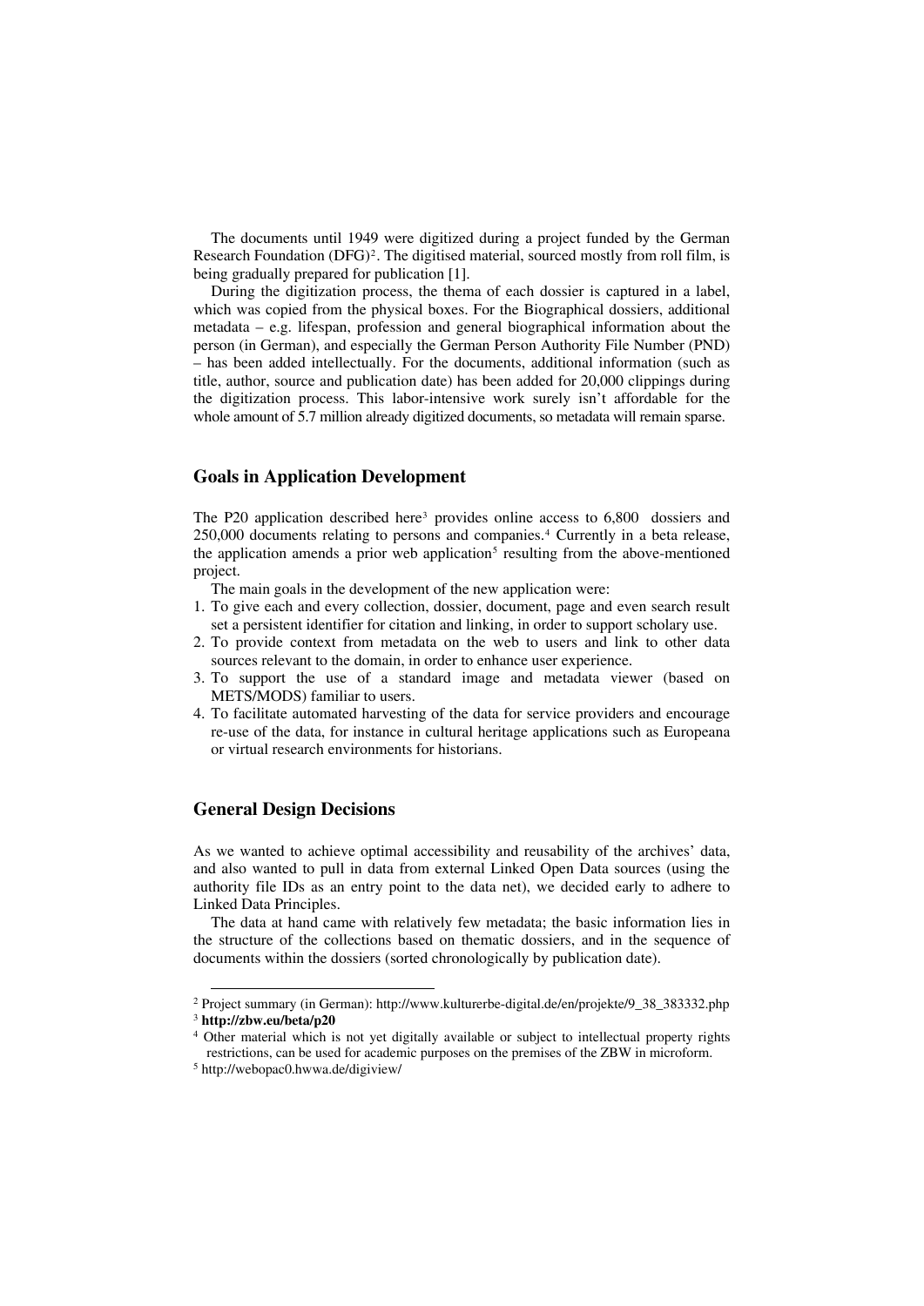The documents until 1949 were digitized during a project funded by the German Research Foundation (DFG)[2]. The digitised material, sourced mostly from roll film, is being gradually prepared for publication [1].

During the digitization process, the thema of each dossier is captured in a label, which was copied from the physical boxes. For the Biographical dossiers, additional metadata – e.g. lifespan, profession and general biographical information about the person (in German), and especially the German Person Authority File Number (PND) – has been added intellectually. For the documents, additional information (such as title, author, source and publication date) has been added for 20,000 clippings during the digitization process. This labor-intensive work surely isn't affordable for the whole amount of 5.7 million already digitized documents, so metadata will remain sparse.

## Goals in Application Development

The P20 application described here[3] provides online access to 6,800 dossiers and 250,000 documents relating to persons and companies.[4] Currently in a beta release, the application amends a prior web application[5] resulting from the above-mentioned project.

The main goals in the development of the new application were:

1. To give each and every collection, dossier, document, page and even search result set a persistent identifier for citation and linking, in order to support scholary use.
2. To provide context from metadata on the web to users and link to other data sources relevant to the domain, in order to enhance user experience.
3. To support the use of a standard image and metadata viewer (based on METS/MODS) familiar to users.
4. To facilitate automated harvesting of the data for service providers and encourage re-use of the data, for instance in cultural heritage applications such as Europeana or virtual research environments for historians.

## General Design Decisions

As we wanted to achieve optimal accessibility and reusability of the archives' data, and also wanted to pull in data from external Linked Open Data sources (using the authority file IDs as an entry point to the data net), we decided early to adhere to Linked Data Principles.

The data at hand came with relatively few metadata; the basic information lies in the structure of the collections based on thematic dossiers, and in the sequence of documents within the dossiers (sorted chronologically by publication date).

---

[2] Project summary (in German): http://www.kulturerbe-digital.de/en/projekte/9_38_383332.php

[3] **http://zbw.eu/beta/p20**

[4] Other material which is not yet digitally available or subject to intellectual property rights restrictions, can be used for academic purposes on the premises of the ZBW in microform.

[5] http://webopac0.hwwa.de/digiview/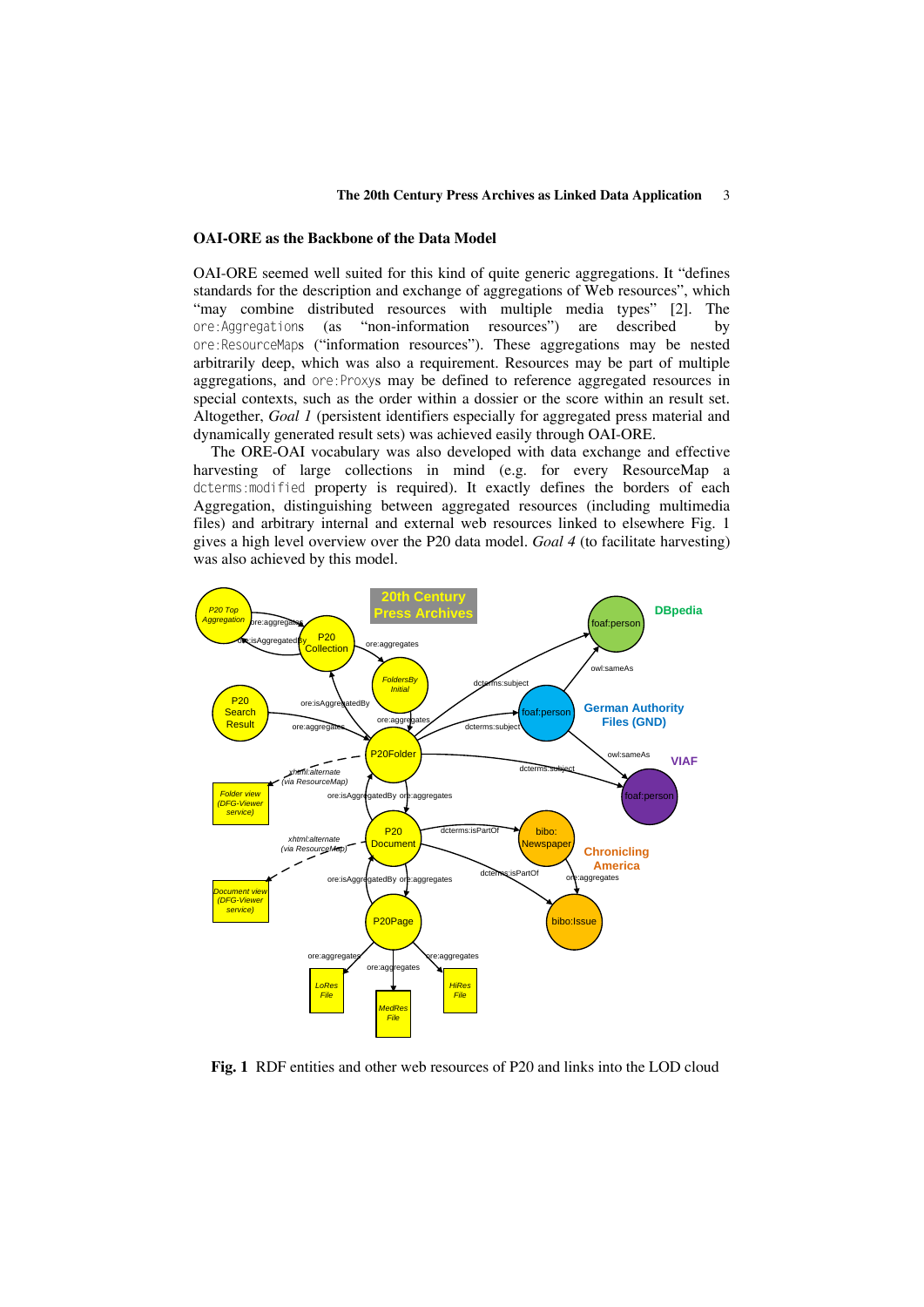## OAI-ORE as the Backbone of the Data Model

OAI-ORE seemed well suited for this kind of quite generic aggregations. It "defines standards for the description and exchange of aggregations of Web resources", which "may combine distributed resources with multiple media types" [2]. The `ore:Aggregations` (as "non-information resources") are described by `ore:ResourceMaps` ("information resources"). These aggregations may be nested arbitrarily deep, which was also a requirement. Resources may be part of multiple aggregations, and `ore:Proxys` may be defined to reference aggregated resources in special contexts, such as the order within a dossier or the score within an result set. Altogether, *Goal 1* (persistent identifiers especially for aggregated press material and dynamically generated result sets) was achieved easily through OAI-ORE.

The ORE-OAI vocabulary was also developed with data exchange and effective harvesting of large collections in mind (e.g. for every ResourceMap a `dcterms:modified` property is required). It exactly defines the borders of each Aggregation, distinguishing between aggregated resources (including multimedia files) and arbitrary internal and external web resources linked to elsewhere Fig. 1 gives a high level overview over the P20 data model. *Goal 4* (to facilitate harvesting) was also achieved by this model.

**Fig. 1** RDF entities and other web resources of P20 and links into the LOD cloud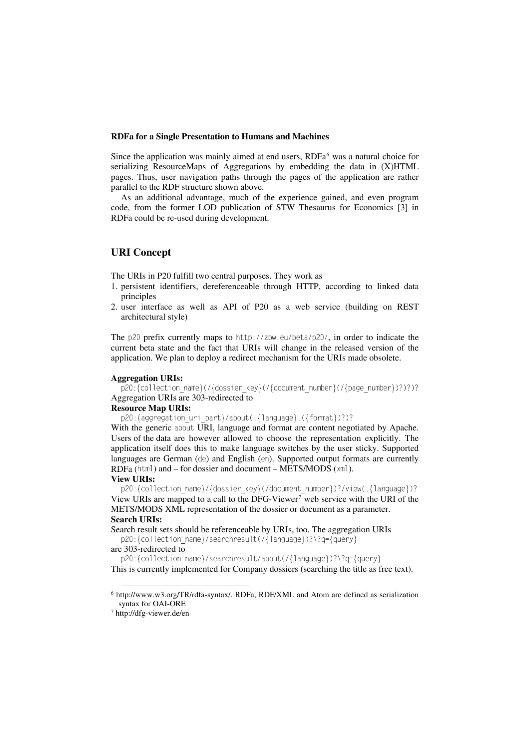**RDFa for a Single Presentation to Humans and Machines**

Since the application was mainly aimed at end users, RDFa[6] was a natural choice for serializing ResourceMaps of Aggregations by embedding the data in (X)HTML pages. Thus, user navigation paths through the pages of the application are rather parallel to the RDF structure shown above.

As an additional advantage, much of the experience gained, and even program code, from the former LOD publication of STW Thesaurus for Economics [3] in RDFa could be re-used during development.

## URI Concept

The URIs in P20 fulfill two central purposes. They work as

1. persistent identifiers, dereferenceable through HTTP, according to linked data principles
2. user interface as well as API of P20 as a web service (building on REST architectural style)

The `p20` prefix currently maps to `http://zbw.eu/beta/p20/`, in order to indicate the current beta state and the fact that URIs will change in the released version of the application. We plan to deploy a redirect mechanism for the URIs made obsolete.

**Aggregation URIs:**

`p20:{collection_name}(/{dossier_key}(/{document_number}(/{page_number})?)?)?`

Aggregation URIs are 303-redirected to

**Resource Map URIs:**

`p20:{aggregation_uri_part}/about(.{language}.({format})?)?`

With the generic `about` URI, language and format are content negotiated by Apache. Users of the data are however allowed to choose the representation explicitly. The application itself does this to make language switches by the user sticky. Supported languages are German (`de`) and English (`en`). Supported output formats are currently RDFa (`html`) and – for dossier and document – METS/MODS (`xml`).

**View URIs:**

`p20:{collection_name}/{dossier_key}(/document_number})?/view(.{language})?`

View URIs are mapped to a call to the DFG-Viewer[7] web service with the URI of the METS/MODS XML representation of the dossier or document as a parameter.

**Search URIs:**

Search result sets should be referenceable by URIs, too. The aggregation URIs

`p20:{collection_name}/searchresult(/{language})?\?q={query}`

are 303-redirected to

`p20:{collection_name}/searchresult/about(/{language})?\?q={query}`

This is currently implemented for Company dossiers (searching the title as free text).

---

[6] http://www.w3.org/TR/rdfa-syntax/. RDFa, RDF/XML and Atom are defined as serialization syntax for OAI-ORE

[7] http://dfg-viewer.de/en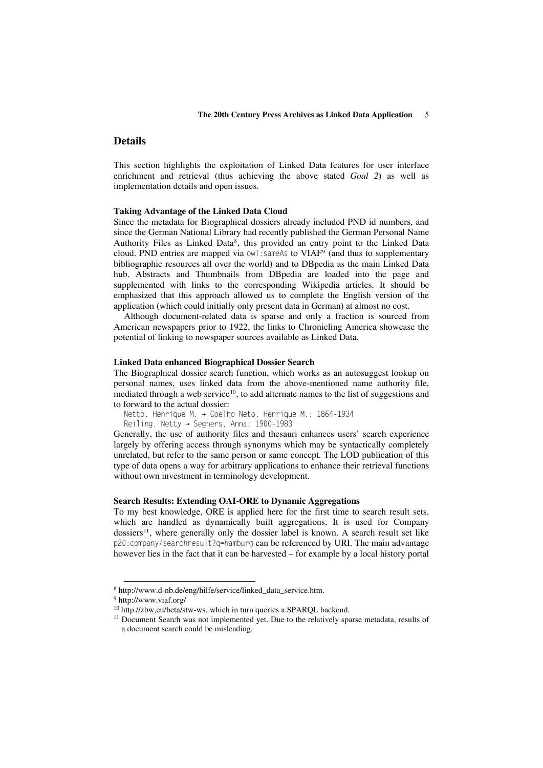## Details

This section highlights the exploitation of Linked Data features for user interface enrichment and retrieval (thus achieving the above stated *Goal 2*) as well as implementation details and open issues.

### Taking Advantage of the Linked Data Cloud

Since the metadata for Biographical dossiers already included PND id numbers, and since the German National Library had recently published the German Personal Name Authority Files as Linked Data[8], this provided an entry point to the Linked Data cloud. PND entries are mapped via `owl:sameAs` to VIAF[9] (and thus to supplementary bibliographic resources all over the world) and to DBpedia as the main Linked Data hub. Abstracts and Thumbnails from DBpedia are loaded into the page and supplemented with links to the corresponding Wikipedia articles. It should be emphasized that this approach allowed us to complete the English version of the application (which could initially only present data in German) at almost no cost.

Although document-related data is sparse and only a fraction is sourced from American newspapers prior to 1922, the links to Chronicling America showcase the potential of linking to newspaper sources available as Linked Data.

### Linked Data enhanced Biographical Dossier Search

The Biographical dossier search function, which works as an autosuggest lookup on personal names, uses linked data from the above-mentioned name authority file, mediated through a web service[10], to add alternate names to the list of suggestions and to forward to the actual dossier:

```
Netto, Henrique M. → Coelho Neto, Henrique M.; 1864-1934
Reiling, Netty → Seghers, Anna; 1900-1983
```

Generally, the use of authority files and thesauri enhances users' search experience largely by offering access through synonyms which may be syntactically completely unrelated, but refer to the same person or same concept. The LOD publication of this type of data opens a way for arbitrary applications to enhance their retrieval functions without own investment in terminology development.

### Search Results: Extending OAI-ORE to Dynamic Aggregations

To my best knowledge, ORE is applied here for the first time to search result sets, which are handled as dynamically built aggregations. It is used for Company dossiers[11], where generally only the dossier label is known. A search result set like `p20:company/searchresult?q=hamburg` can be referenced by URI. The main advantage however lies in the fact that it can be harvested – for example by a local history portal

---

[8] http://www.d-nb.de/eng/hilfe/service/linked_data_service.htm.

[9] http://www.viaf.org/

[10] http://zbw.eu/beta/stw-ws, which in turn queries a SPARQL backend.

[11] Document Search was not implemented yet. Due to the relatively sparse metadata, results of a document search could be misleading.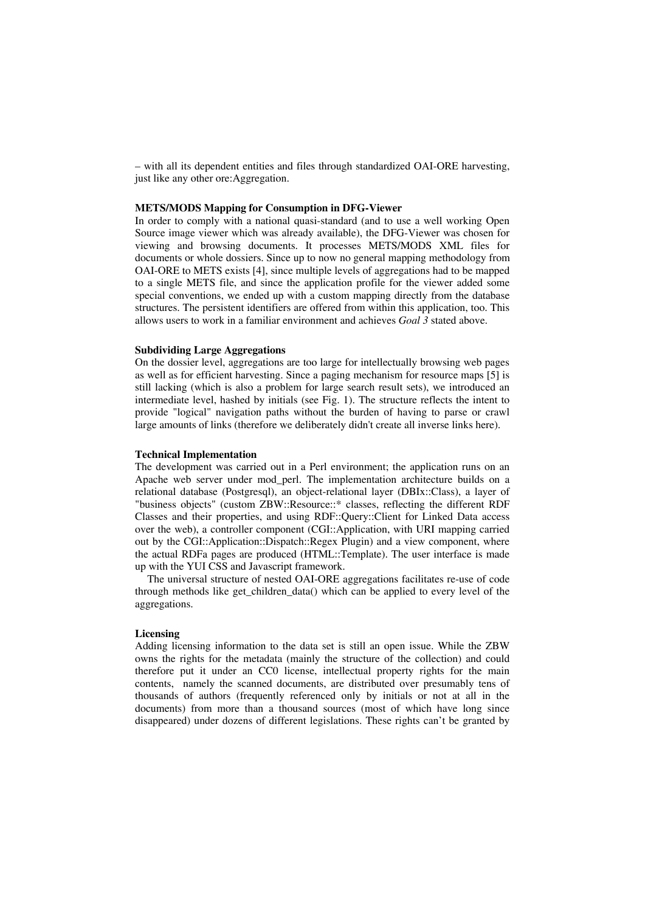– with all its dependent entities and files through standardized OAI-ORE harvesting, just like any other ore:Aggregation.

**METS/MODS Mapping for Consumption in DFG-Viewer**

In order to comply with a national quasi-standard (and to use a well working Open Source image viewer which was already available), the DFG-Viewer was chosen for viewing and browsing documents. It processes METS/MODS XML files for documents or whole dossiers. Since up to now no general mapping methodology from OAI-ORE to METS exists [4], since multiple levels of aggregations had to be mapped to a single METS file, and since the application profile for the viewer added some special conventions, we ended up with a custom mapping directly from the database structures. The persistent identifiers are offered from within this application, too. This allows users to work in a familiar environment and achieves *Goal 3* stated above.

**Subdividing Large Aggregations**

On the dossier level, aggregations are too large for intellectually browsing web pages as well as for efficient harvesting. Since a paging mechanism for resource maps [5] is still lacking (which is also a problem for large search result sets), we introduced an intermediate level, hashed by initials (see Fig. 1). The structure reflects the intent to provide "logical" navigation paths without the burden of having to parse or crawl large amounts of links (therefore we deliberately didn't create all inverse links here).

**Technical Implementation**

The development was carried out in a Perl environment; the application runs on an Apache web server under mod_perl. The implementation architecture builds on a relational database (Postgresql), an object-relational layer (DBIx::Class), a layer of "business objects" (custom ZBW::Resource::* classes, reflecting the different RDF Classes and their properties, and using RDF::Query::Client for Linked Data access over the web), a controller component (CGI::Application, with URI mapping carried out by the CGI::Application::Dispatch::Regex Plugin) and a view component, where the actual RDFa pages are produced (HTML::Template). The user interface is made up with the YUI CSS and Javascript framework.

The universal structure of nested OAI-ORE aggregations facilitates re-use of code through methods like get_children_data() which can be applied to every level of the aggregations.

**Licensing**

Adding licensing information to the data set is still an open issue. While the ZBW owns the rights for the metadata (mainly the structure of the collection) and could therefore put it under an CC0 license, intellectual property rights for the main contents, namely the scanned documents, are distributed over presumably tens of thousands of authors (frequently referenced only by initials or not at all in the documents) from more than a thousand sources (most of which have long since disappeared) under dozens of different legislations. These rights can't be granted by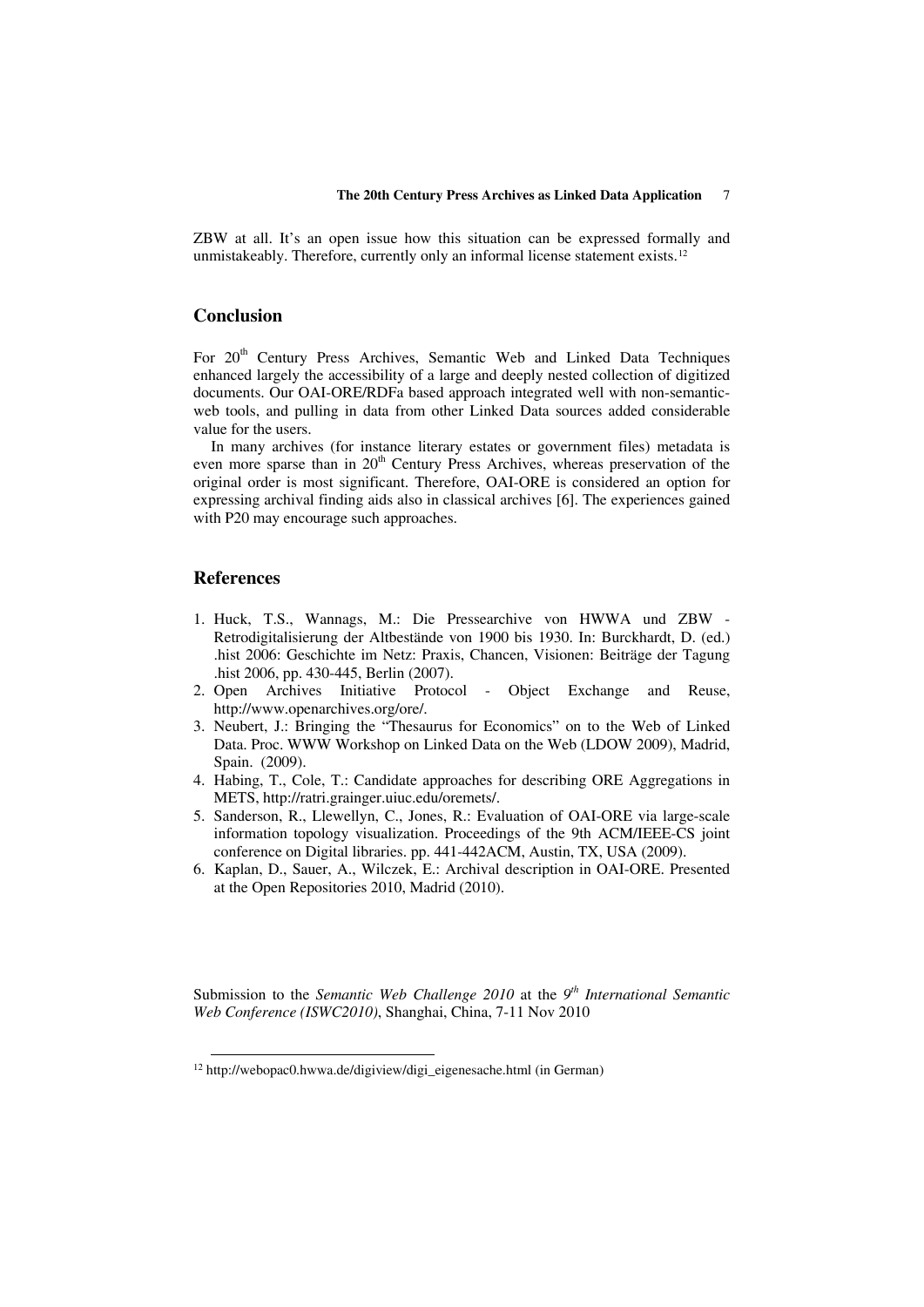ZBW at all. It's an open issue how this situation can be expressed formally and unmistakeably. Therefore, currently only an informal license statement exists.[12]

## Conclusion

For 20[th] Century Press Archives, Semantic Web and Linked Data Techniques enhanced largely the accessibility of a large and deeply nested collection of digitized documents. Our OAI-ORE/RDFa based approach integrated well with non-semantic-web tools, and pulling in data from other Linked Data sources added considerable value for the users.

In many archives (for instance literary estates or government files) metadata is even more sparse than in 20[th] Century Press Archives, whereas preservation of the original order is most significant. Therefore, OAI-ORE is considered an option for expressing archival finding aids also in classical archives [6]. The experiences gained with P20 may encourage such approaches.

## References

1. Huck, T.S., Wannags, M.: Die Pressearchive von HWWA und ZBW - Retrodigitalisierung der Altbestände von 1900 bis 1930. In: Burckhardt, D. (ed.) .hist 2006: Geschichte im Netz: Praxis, Chancen, Visionen: Beiträge der Tagung .hist 2006, pp. 430-445, Berlin (2007).
2. Open Archives Initiative Protocol - Object Exchange and Reuse, http://www.openarchives.org/ore/.
3. Neubert, J.: Bringing the "Thesaurus for Economics" on to the Web of Linked Data. Proc. WWW Workshop on Linked Data on the Web (LDOW 2009), Madrid, Spain. (2009).
4. Habing, T., Cole, T.: Candidate approaches for describing ORE Aggregations in METS, http://ratri.grainger.uiuc.edu/oremets/.
5. Sanderson, R., Llewellyn, C., Jones, R.: Evaluation of OAI-ORE via large-scale information topology visualization. Proceedings of the 9th ACM/IEEE-CS joint conference on Digital libraries. pp. 441-442ACM, Austin, TX, USA (2009).
6. Kaplan, D., Sauer, A., Wilczek, E.: Archival description in OAI-ORE. Presented at the Open Repositories 2010, Madrid (2010).

Submission to the *Semantic Web Challenge 2010* at the *9[th] International Semantic Web Conference (ISWC2010)*, Shanghai, China, 7-11 Nov 2010

[12] http://webopac0.hwwa.de/digiview/digi_eigenesache.html (in German)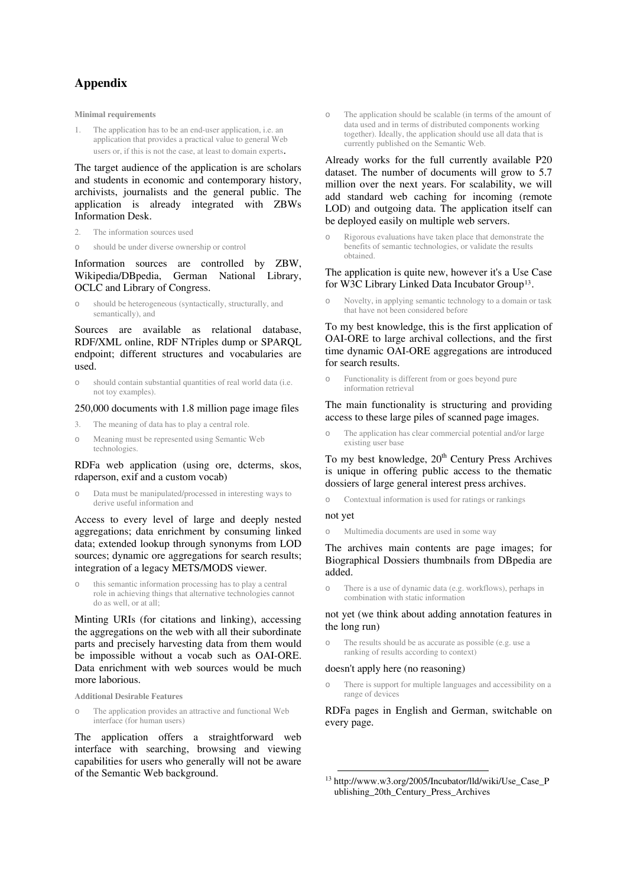## Appendix

**Minimal requirements**

1. The application has to be an end-user application, i.e. an application that provides a practical value to general Web users or, if this is not the case, at least to domain experts.

The target audience of the application is are scholars and students in economic and contemporary history, archivists, journalists and the general public. The application is already integrated with ZBWs Information Desk.

2. The information sources used

- should be under diverse ownership or control

Information sources are controlled by ZBW, Wikipedia/DBpedia, German National Library, OCLC and Library of Congress.

- should be heterogeneous (syntactically, structurally, and semantically), and

Sources are available as relational database, RDF/XML online, RDF NTriples dump or SPARQL endpoint; different structures and vocabularies are used.

- should contain substantial quantities of real world data (i.e. not toy examples).

250,000 documents with 1.8 million page image files

3. The meaning of data has to play a central role.

- Meaning must be represented using Semantic Web technologies.

RDFa web application (using ore, dcterms, skos, rdaperson, exif and a custom vocab)

- Data must be manipulated/processed in interesting ways to derive useful information and

Access to every level of large and deeply nested aggregations; data enrichment by consuming linked data; extended lookup through synonyms from LOD sources; dynamic ore aggregations for search results; integration of a legacy METS/MODS viewer.

- this semantic information processing has to play a central role in achieving things that alternative technologies cannot do as well, or at all;

Minting URIs (for citations and linking), accessing the aggregations on the web with all their subordinate parts and precisely harvesting data from them would be impossible without a vocab such as OAI-ORE. Data enrichment with web sources would be much more laborious.

**Additional Desirable Features**

- The application provides an attractive and functional Web interface (for human users)

The application offers a straightforward web interface with searching, browsing and viewing capabilities for users who generally will not be aware of the Semantic Web background.

- The application should be scalable (in terms of the amount of data used and in terms of distributed components working together). Ideally, the application should use all data that is currently published on the Semantic Web.

Already works for the full currently available P20 dataset. The number of documents will grow to 5.7 million over the next years. For scalability, we will add standard web caching for incoming (remote LOD) and outgoing data. The application itself can be deployed easily on multiple web servers.

- Rigorous evaluations have taken place that demonstrate the benefits of semantic technologies, or validate the results obtained.

The application is quite new, however it's a Use Case for W3C Library Linked Data Incubator Group[13].

- Novelty, in applying semantic technology to a domain or task that have not been considered before

To my best knowledge, this is the first application of OAI-ORE to large archival collections, and the first time dynamic OAI-ORE aggregations are introduced for search results.

- Functionality is different from or goes beyond pure information retrieval

The main functionality is structuring and providing access to these large piles of scanned page images.

- The application has clear commercial potential and/or large existing user base

To my best knowledge, 20th Century Press Archives is unique in offering public access to the thematic dossiers of large general interest press archives.

- Contextual information is used for ratings or rankings

not yet

- Multimedia documents are used in some way

The archives main contents are page images; for Biographical Dossiers thumbnails from DBpedia are added.

- There is a use of dynamic data (e.g. workflows), perhaps in combination with static information

not yet (we think about adding annotation features in the long run)

- The results should be as accurate as possible (e.g. use a ranking of results according to context)

doesn't apply here (no reasoning)

- There is support for multiple languages and accessibility on a range of devices

RDFa pages in English and German, switchable on every page.

[13] http://www.w3.org/2005/Incubator/lld/wiki/Use_Case_Publishing_20th_Century_Press_Archives